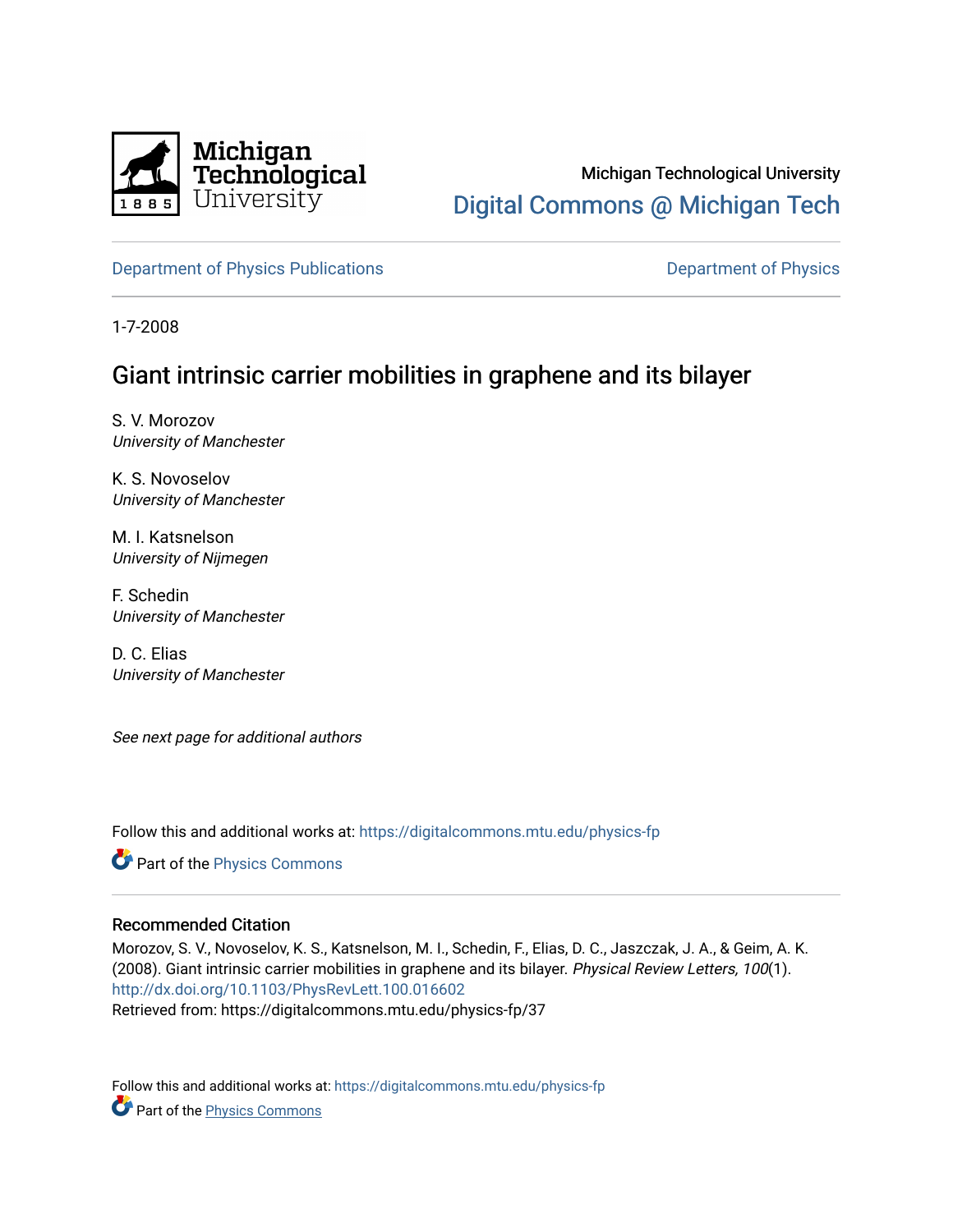Michigan Technological University

Digital Commons @ Michigan Tech

Department of Physics Publications

Department of Physics

1-7-2008

# Giant intrinsic carrier mobilities in graphene and its bilayer

S. V. Morozov
*University of Manchester*

K. S. Novoselov
*University of Manchester*

M. I. Katsnelson
*University of Nijmegen*

F. Schedin
*University of Manchester*

D. C. Elias
*University of Manchester*

*See next page for additional authors*

Follow this and additional works at: https://digitalcommons.mtu.edu/physics-fp

Part of the Physics Commons

## Recommended Citation

Morozov, S. V., Novoselov, K. S., Katsnelson, M. I., Schedin, F., Elias, D. C., Jaszczak, J. A., & Geim, A. K. (2008). Giant intrinsic carrier mobilities in graphene and its bilayer. *Physical Review Letters, 100*(1). http://dx.doi.org/10.1103/PhysRevLett.100.016602

Retrieved from: https://digitalcommons.mtu.edu/physics-fp/37

Follow this and additional works at: https://digitalcommons.mtu.edu/physics-fp

Part of the Physics Commons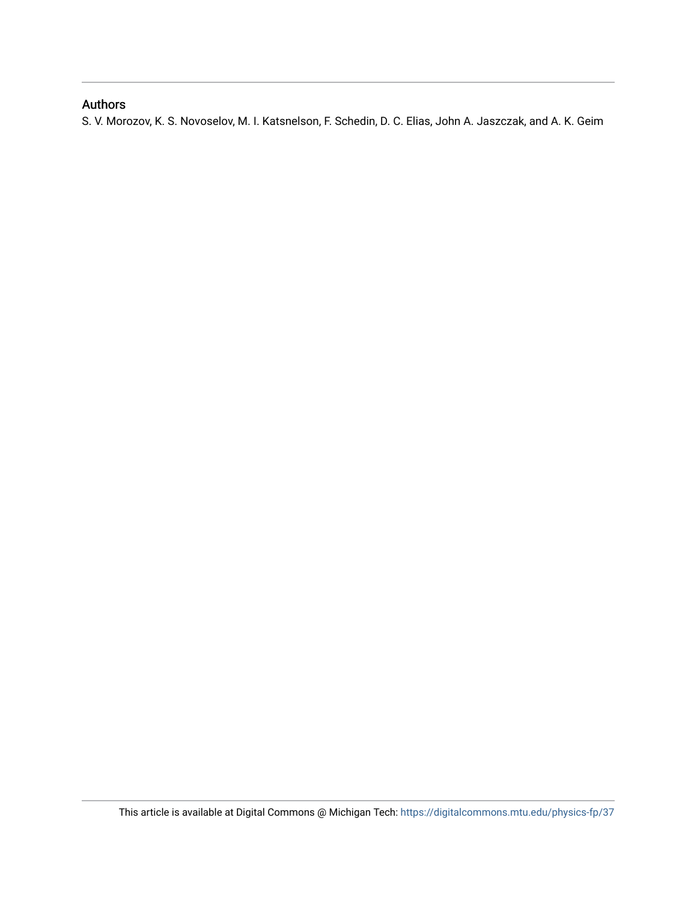## Authors

S. V. Morozov, K. S. Novoselov, M. I. Katsnelson, F. Schedin, D. C. Elias, John A. Jaszczak, and A. K. Geim

This article is available at Digital Commons @ Michigan Tech: https://digitalcommons.mtu.edu/physics-fp/37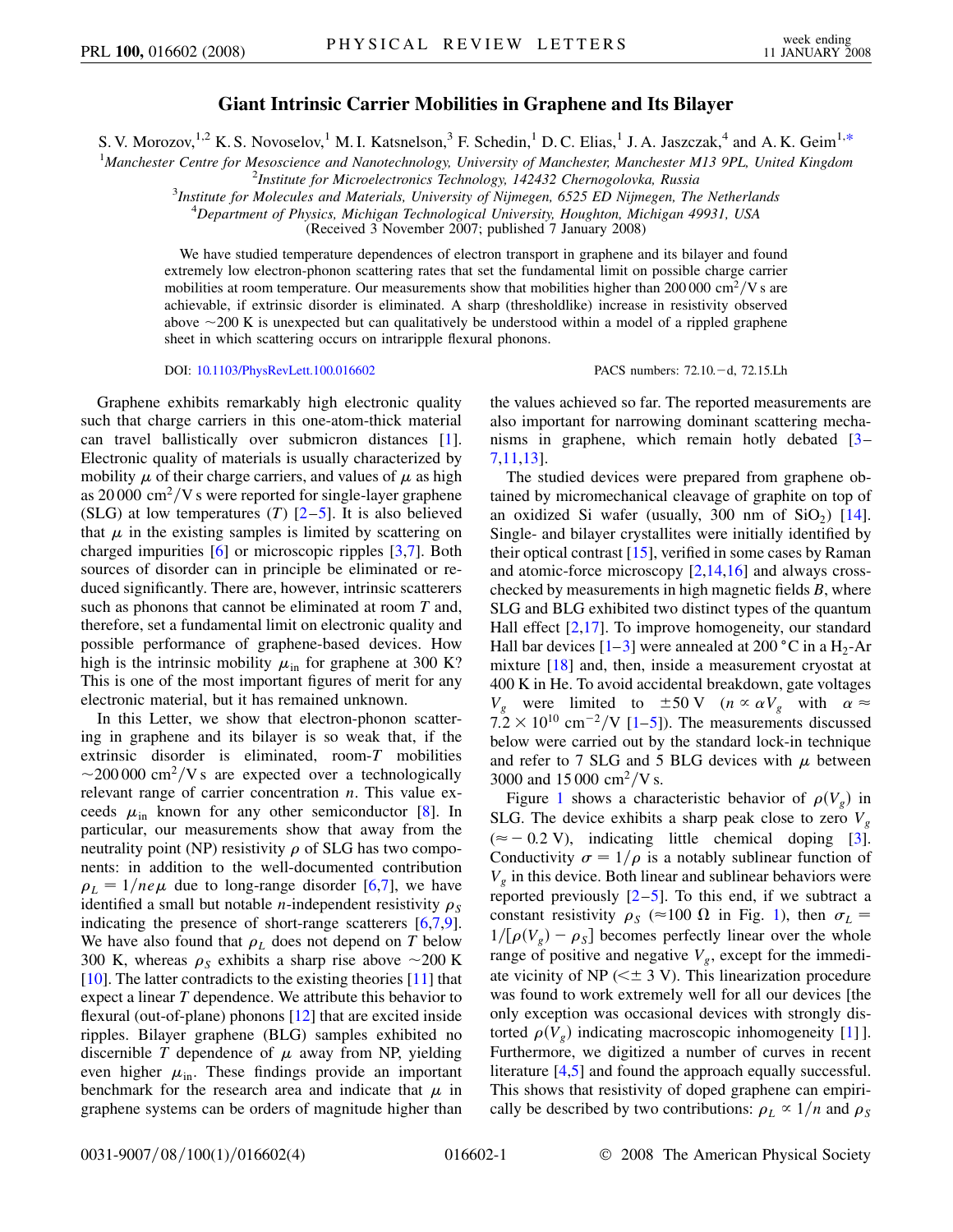# Giant Intrinsic Carrier Mobilities in Graphene and Its Bilayer

S. V. Morozov,[1,2] K. S. Novoselov,[1] M. I. Katsnelson,[3] F. Schedin,[1] D. C. Elias,[1] J. A. Jaszczak,[4] and A. K. Geim[1,*]

[1]Manchester Centre for Mesoscience and Nanotechnology, University of Manchester, Manchester M13 9PL, United Kingdom
[2]Institute for Microelectronics Technology, 142432 Chernogolovka, Russia
[3]Institute for Molecules and Materials, University of Nijmegen, 6525 ED Nijmegen, The Netherlands
[4]Department of Physics, Michigan Technological University, Houghton, Michigan 49931, USA
(Received 3 November 2007; published 7 January 2008)

We have studied temperature dependences of electron transport in graphene and its bilayer and found extremely low electron-phonon scattering rates that set the fundamental limit on possible charge carrier mobilities at room temperature. Our measurements show that mobilities higher than 200 000 $\text{cm}^2/\text{V s}$ are achievable, if extrinsic disorder is eliminated. A sharp (thresholdlike) increase in resistivity observed above ~200 K is unexpected but can qualitatively be understood within a model of a rippled graphene sheet in which scattering occurs on intraripple flexural phonons.

DOI: 10.1103/PhysRevLett.100.016602 PACS numbers: 72.10.−d, 72.15.Lh

Graphene exhibits remarkably high electronic quality such that charge carriers in this one-atom-thick material can travel ballistically over submicron distances [1]. Electronic quality of materials is usually characterized by mobility $\mu$ of their charge carriers, and values of $\mu$ as high as 20 000 $\text{cm}^2/\text{V s}$ were reported for single-layer graphene (SLG) at low temperatures ($T$) [2–5]. It is also believed that $\mu$ in the existing samples is limited by scattering on charged impurities [6] or microscopic ripples [3,7]. Both sources of disorder can in principle be eliminated or reduced significantly. There are, however, intrinsic scatterers such as phonons that cannot be eliminated at room $T$ and, therefore, set a fundamental limit on electronic quality and possible performance of graphene-based devices. How high is the intrinsic mobility $\mu_{\text{in}}$ for graphene at 300 K? This is one of the most important figures of merit for any electronic material, but it has remained unknown.

In this Letter, we show that electron-phonon scattering in graphene and its bilayer is so weak that, if the extrinsic disorder is eliminated, room-$T$ mobilities ~200 000 $\text{cm}^2/\text{V s}$ are expected over a technologically relevant range of carrier concentration $n$. This value exceeds $\mu_{\text{in}}$ known for any other semiconductor [8]. In particular, our measurements show that away from the neutrality point (NP) resistivity $\rho$ of SLG has two components: in addition to the well-documented contribution $\rho_L = 1/ne\mu$ due to long-range disorder [6,7], we have identified a small but notable $n$-independent resistivity $\rho_S$ indicating the presence of short-range scatterers [6,7,9]. We have also found that $\rho_L$ does not depend on $T$ below 300 K, whereas $\rho_S$ exhibits a sharp rise above ~200 K [10]. The latter contradicts to the existing theories [11] that expect a linear $T$ dependence. We attribute this behavior to flexural (out-of-plane) phonons [12] that are excited inside ripples. Bilayer graphene (BLG) samples exhibited no discernible $T$ dependence of $\mu$ away from NP, yielding even higher $\mu_{\text{in}}$. These findings provide an important benchmark for the research area and indicate that $\mu$ in graphene systems can be orders of magnitude higher than the values achieved so far. The reported measurements are also important for narrowing dominant scattering mechanisms in graphene, which remain hotly debated [3–7,11,13].

The studied devices were prepared from graphene obtained by micromechanical cleavage of graphite on top of an oxidized Si wafer (usually, 300 nm of $\text{SiO}_2$) [14]. Single- and bilayer crystallites were initially identified by their optical contrast [15], verified in some cases by Raman and atomic-force microscopy [2,14,16] and always cross-checked by measurements in high magnetic fields $B$, where SLG and BLG exhibited two distinct types of the quantum Hall effect [2,17]. To improve homogeneity, our standard Hall bar devices [1–3] were annealed at 200 °C in a $\text{H}_2$-Ar mixture [18] and, then, inside a measurement cryostat at 400 K in He. To avoid accidental breakdown, gate voltages $V_g$ were limited to ±50 V ($n \propto \alpha V_g$ with $\alpha \approx 7.2 \times 10^{10}\ \text{cm}^{-2}/\text{V}$ [1–5]). The measurements discussed below were carried out by the standard lock-in technique and refer to 7 SLG and 5 BLG devices with $\mu$ between 3000 and 15 000 $\text{cm}^2/\text{V s}$.

Figure 1 shows a characteristic behavior of $\rho(V_g)$ in SLG. The device exhibits a sharp peak close to zero $V_g$ (≈ −0.2 V), indicating little chemical doping [3]. Conductivity $\sigma = 1/\rho$ is a notably sublinear function of $V_g$ in this device. Both linear and sublinear behaviors were reported previously [2–5]. To this end, if we subtract a constant resistivity $\rho_S$ (≈100 Ω in Fig. 1), then $\sigma_L = 1/[\rho(V_g) - \rho_S]$ becomes perfectly linear over the whole range of positive and negative $V_g$, except for the immediate vicinity of NP (<± 3 V). This linearization procedure was found to work extremely well for all our devices [the only exception was occasional devices with strongly distorted $\rho(V_g)$ indicating macroscopic inhomogeneity [1]]. Furthermore, we digitized a number of curves in recent literature [4,5] and found the approach equally successful. This shows that resistivity of doped graphene can empirically be described by two contributions: $\rho_L \propto 1/n$ and $\rho_S$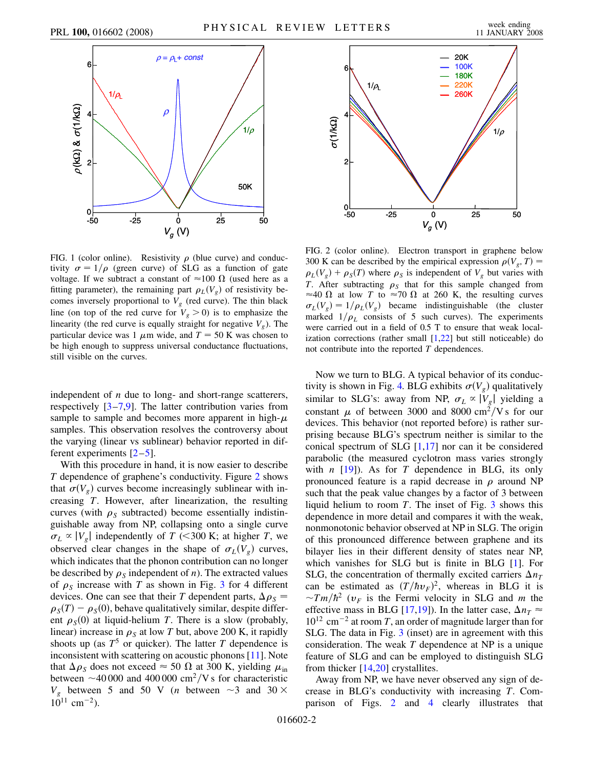FIG. 1 (color online). Resistivity $\rho$ (blue curve) and conductivity $\sigma = 1/\rho$ (green curve) of SLG as a function of gate voltage. If we subtract a constant of $\approx 100\ \Omega$ (used here as a fitting parameter), the remaining part $\rho_L(V_g)$ of resistivity becomes inversely proportional to $V_g$ (red curve). The thin black line (on top of the red curve for $V_g > 0$) is to emphasize the linearity (the red curve is equally straight for negative $V_g$). The particular device was 1 $\mu$m wide, and $T = 50$ K was chosen to be high enough to suppress universal conductance fluctuations, still visible on the curves.

FIG. 2 (color online). Electron transport in graphene below 300 K can be described by the empirical expression $\rho(V_g, T) = \rho_L(V_g) + \rho_S(T)$ where $\rho_S$ is independent of $V_g$ but varies with $T$. After subtracting $\rho_S$ that for this sample changed from $\approx 40\ \Omega$ at low $T$ to $\approx 70\ \Omega$ at 260 K, the resulting curves $\sigma_L(V_g) = 1/\rho_L(V_g)$ became indistinguishable (the cluster marked $1/\rho_L$ consists of 5 such curves). The experiments were carried out in a field of 0.5 T to ensure that weak localization corrections (rather small [1,22] but still noticeable) do not contribute into the reported $T$ dependences.

independent of $n$ due to long- and short-range scatterers, respectively [3–7,9]. The latter contribution varies from sample to sample and becomes more apparent in high-$\mu$ samples. This observation resolves the controversy about the varying (linear vs sublinear) behavior reported in different experiments [2–5].

With this procedure in hand, it is now easier to describe $T$ dependence of graphene's conductivity. Figure 2 shows that $\sigma(V_g)$ curves become increasingly sublinear with increasing $T$. However, after linearization, the resulting curves (with $\rho_S$ subtracted) become essentially indistinguishable away from NP, collapsing onto a single curve $\sigma_L \propto |V_g|$ independently of $T$ (<300 K; at higher $T$, we observed clear changes in the shape of $\sigma_L(V_g)$ curves, which indicates that the phonon contribution can no longer be described by $\rho_S$ independent of $n$). The extracted values of $\rho_S$ increase with $T$ as shown in Fig. 3 for 4 different devices. One can see that their $T$ dependent parts, $\Delta\rho_S = \rho_S(T) - \rho_S(0)$, behave qualitatively similar, despite different $\rho_S(0)$ at liquid-helium $T$. There is a slow (probably, linear) increase in $\rho_S$ at low $T$ but, above 200 K, it rapidly shoots up (as $T^5$ or quicker). The latter $T$ dependence is inconsistent with scattering on acoustic phonons [11]. Note that $\Delta\rho_S$ does not exceed $\approx 50\ \Omega$ at 300 K, yielding $\mu_{\text{in}}$ between $\sim$40 000 and 400 000 cm$^2$/V s for characteristic $V_g$ between 5 and 50 V ($n$ between $\sim$3 and $30 \times 10^{11}$ cm$^{-2}$).

Now we turn to BLG. A typical behavior of its conductivity is shown in Fig. 4. BLG exhibits $\sigma(V_g)$ qualitatively similar to SLG's: away from NP, $\sigma_L \propto |V_g|$ yielding a constant $\mu$ of between 3000 and 8000 cm$^2$/V s for our devices. This behavior (not reported before) is rather surprising because BLG's spectrum neither is similar to the conical spectrum of SLG [1,17] nor can it be considered parabolic (the measured cyclotron mass varies strongly with $n$ [19]). As for $T$ dependence in BLG, its only pronounced feature is a rapid decrease in $\rho$ around NP such that the peak value changes by a factor of 3 between liquid helium to room $T$. The inset of Fig. 3 shows this dependence in more detail and compares it with the weak, nonmonotonic behavior observed at NP in SLG. The origin of this pronounced difference between graphene and its bilayer lies in their different density of states near NP, which vanishes for SLG but is finite in BLG [1]. For SLG, the concentration of thermally excited carriers $\Delta n_T$ can be estimated as $(T/\hbar v_F)^2$, whereas in BLG it is $\sim Tm/\hbar^2$ ($v_F$ is the Fermi velocity in SLG and $m$ the effective mass in BLG [17,19]). In the latter case, $\Delta n_T \approx 10^{12}$ cm$^{-2}$ at room $T$, an order of magnitude larger than for SLG. The data in Fig. 3 (inset) are in agreement with this consideration. The weak $T$ dependence at NP is a unique feature of SLG and can be employed to distinguish SLG from thicker [14,20] crystallites.

Away from NP, we have never observed any sign of decrease in BLG's conductivity with increasing $T$. Comparison of Figs. 2 and 4 clearly illustrates that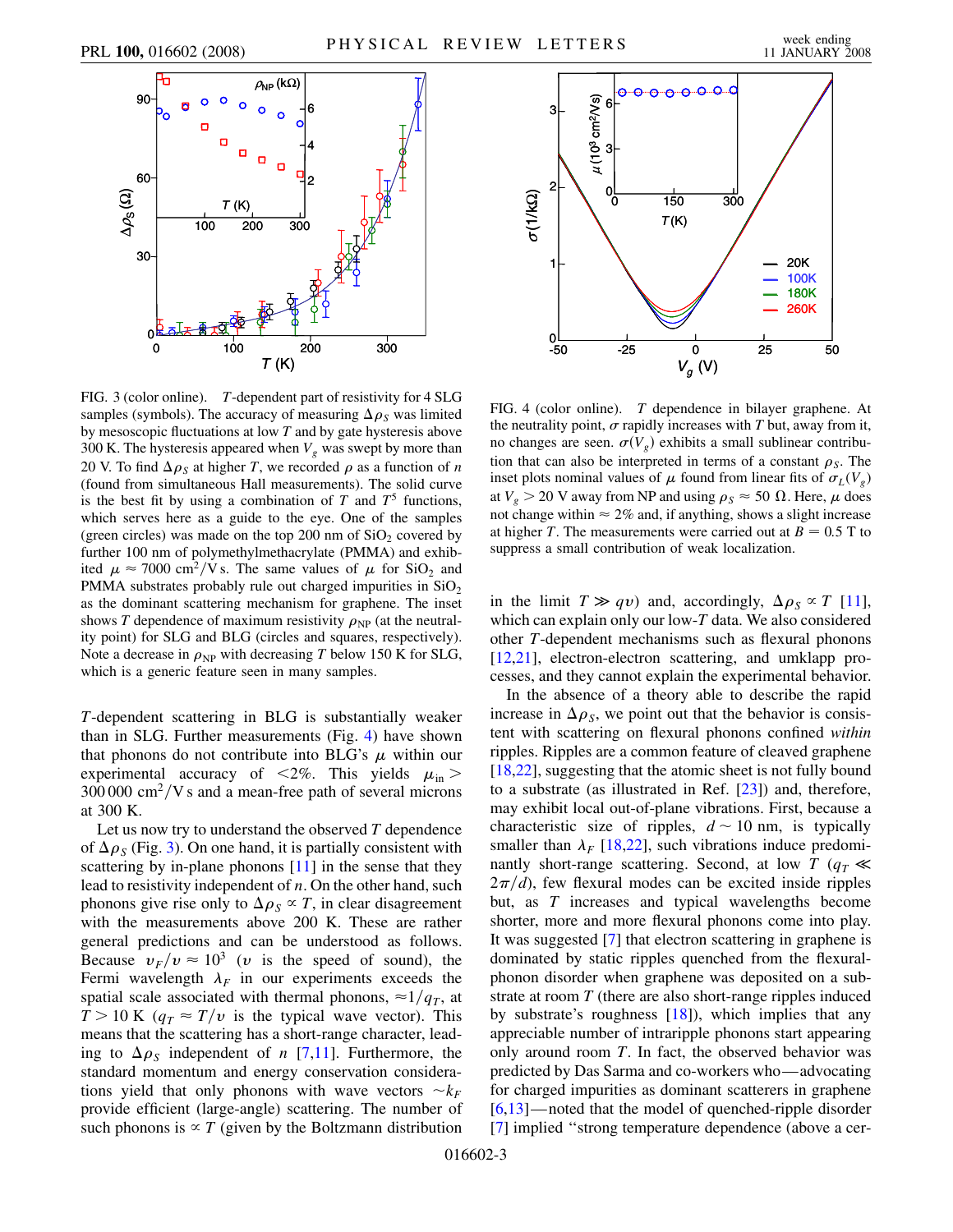FIG. 3 (color online). $T$-dependent part of resistivity for 4 SLG samples (symbols). The accuracy of measuring $\Delta\rho_S$ was limited by mesoscopic fluctuations at low $T$ and by gate hysteresis above 300 K. The hysteresis appeared when $V_g$ was swept by more than 20 V. To find $\Delta\rho_S$ at higher $T$, we recorded $\rho$ as a function of $n$ (found from simultaneous Hall measurements). The solid curve is the best fit by using a combination of $T$ and $T^5$ functions, which serves here as a guide to the eye. One of the samples (green circles) was made on the top 200 nm of $SiO_2$ covered by further 100 nm of polymethylmethacrylate (PMMA) and exhibited $\mu \approx 7000\ \mathrm{cm^2/V\,s}$. The same values of $\mu$ for $SiO_2$ and PMMA substrates probably rule out charged impurities in $SiO_2$ as the dominant scattering mechanism for graphene. The inset shows $T$ dependence of maximum resistivity $\rho_{NP}$ (at the neutrality point) for SLG and BLG (circles and squares, respectively). Note a decrease in $\rho_{NP}$ with decreasing $T$ below 150 K for SLG, which is a generic feature seen in many samples.

FIG. 4 (color online). $T$ dependence in bilayer graphene. At the neutrality point, $\sigma$ rapidly increases with $T$ but, away from it, no changes are seen. $\sigma(V_g)$ exhibits a small sublinear contribution that can also be interpreted in terms of a constant $\rho_S$. The inset plots nominal values of $\mu$ found from linear fits of $\sigma_L(V_g)$ at $V_g > 20$ V away from NP and using $\rho_S \approx 50\ \Omega$. Here, $\mu$ does not change within $\approx 2\%$ and, if anything, shows a slight increase at higher $T$. The measurements were carried out at $B = 0.5$ T to suppress a small contribution of weak localization.

$T$-dependent scattering in BLG is substantially weaker than in SLG. Further measurements (Fig. 4) have shown that phonons do not contribute into BLG's $\mu$ within our experimental accuracy of $<2\%$. This yields $\mu_{in} > 300\,000\ \mathrm{cm^2/V\,s}$ and a mean-free path of several microns at 300 K.

Let us now try to understand the observed $T$ dependence of $\Delta\rho_S$ (Fig. 3). On one hand, it is partially consistent with scattering by in-plane phonons [11] in the sense that they lead to resistivity independent of $n$. On the other hand, such phonons give rise only to $\Delta\rho_S \propto T$, in clear disagreement with the measurements above 200 K. These are rather general predictions and can be understood as follows. Because $v_F/v \approx 10^3$ ($v$ is the speed of sound), the Fermi wavelength $\lambda_F$ in our experiments exceeds the spatial scale associated with thermal phonons, $\approx 1/q_T$, at $T > 10$ K ($q_T \approx T/v$ is the typical wave vector). This means that the scattering has a short-range character, leading to $\Delta\rho_S$ independent of $n$ [7,11]. Furthermore, the standard momentum and energy conservation considerations yield that only phonons with wave vectors $\sim k_F$ provide efficient (large-angle) scattering. The number of such phonons is $\propto T$ (given by the Boltzmann distribution in the limit $T \gg qv$) and, accordingly, $\Delta\rho_S \propto T$ [11], which can explain only our low-$T$ data. We also considered other $T$-dependent mechanisms such as flexural phonons [12,21], electron-electron scattering, and umklapp processes, and they cannot explain the experimental behavior.

In the absence of a theory able to describe the rapid increase in $\Delta\rho_S$, we point out that the behavior is consistent with scattering on flexural phonons confined *within* ripples. Ripples are a common feature of cleaved graphene [18,22], suggesting that the atomic sheet is not fully bound to a substrate (as illustrated in Ref. [23]) and, therefore, may exhibit local out-of-plane vibrations. First, because a characteristic size of ripples, $d \sim 10$ nm, is typically smaller than $\lambda_F$ [18,22], such vibrations induce predominantly short-range scattering. Second, at low $T$ ($q_T \ll 2\pi/d$), few flexural modes can be excited inside ripples but, as $T$ increases and typical wavelengths become shorter, more and more flexural phonons come into play. It was suggested [7] that electron scattering in graphene is dominated by static ripples quenched from the flexural-phonon disorder when graphene was deposited on a substrate at room $T$ (there are also short-range ripples induced by substrate's roughness [18]), which implies that any appreciable number of intraripple phonons start appearing only around room $T$. In fact, the observed behavior was predicted by Das Sarma and co-workers who—advocating for charged impurities as dominant scatterers in graphene [6,13]—noted that the model of quenched-ripple disorder [7] implied "strong temperature dependence (above a cer-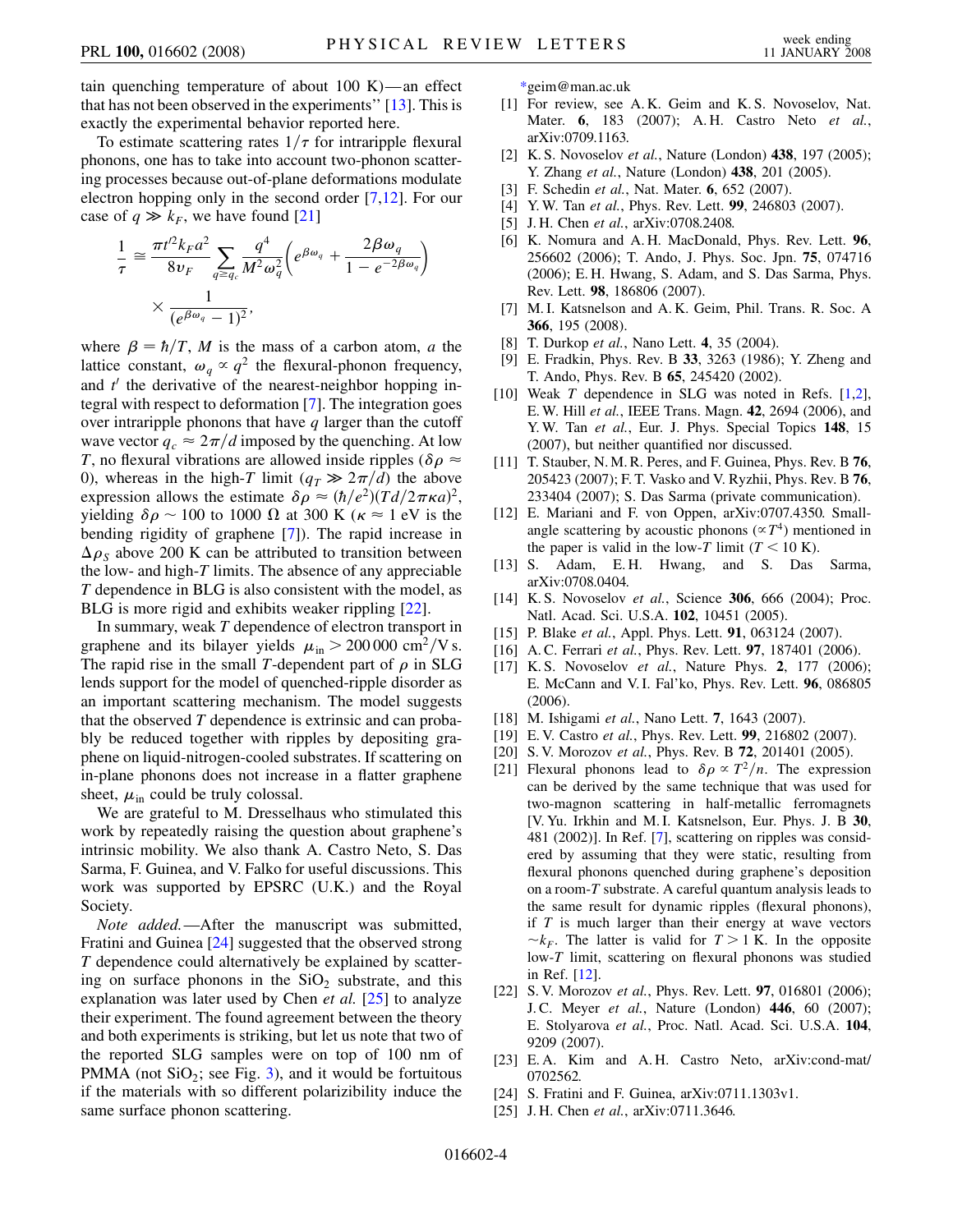tain quenching temperature of about 100 K)—an effect that has not been observed in the experiments" [13]. This is exactly the experimental behavior reported here.

To estimate scattering rates $1/\tau$ for intraripple flexural phonons, one has to take into account two-phonon scattering processes because out-of-plane deformations modulate electron hopping only in the second order [7,12]. For our case of $q \gg k_F$, we have found [21]

$$\frac{1}{\tau} \cong \frac{\pi t'^2 k_F a^2}{8 v_F} \sum_{q \geq q_c} \frac{q^4}{M^2 \omega_q^2} \left( e^{\beta \omega_q} + \frac{2\beta\omega_q}{1 - e^{-2\beta\omega_q}} \right) \times \frac{1}{(e^{\beta\omega_q} - 1)^2},$$

where $\beta = \hbar/T$, $M$ is the mass of a carbon atom, $a$ the lattice constant, $\omega_q \propto q^2$ the flexural-phonon frequency, and $t'$ the derivative of the nearest-neighbor hopping integral with respect to deformation [7]. The integration goes over intraripple phonons that have $q$ larger than the cutoff wave vector $q_c \approx 2\pi/d$ imposed by the quenching. At low $T$, no flexural vibrations are allowed inside ripples ($\delta\rho \approx 0$), whereas in the high-$T$ limit ($q_T \gg 2\pi/d$) the above expression allows the estimate $\delta\rho \approx (\hbar/e^2)(Td/2\pi\kappa a)^2$, yielding $\delta\rho \sim 100$ to $1000\ \Omega$ at 300 K ($\kappa \approx 1$ eV is the bending rigidity of graphene [7]). The rapid increase in $\Delta\rho_S$ above 200 K can be attributed to transition between the low- and high-$T$ limits. The absence of any appreciable $T$ dependence in BLG is also consistent with the model, as BLG is more rigid and exhibits weaker rippling [22].

In summary, weak $T$ dependence of electron transport in graphene and its bilayer yields $\mu_{\text{in}} > 200\,000\ \text{cm}^2/\text{V s}$. The rapid rise in the small $T$-dependent part of $\rho$ in SLG lends support for the model of quenched-ripple disorder as an important scattering mechanism. The model suggests that the observed $T$ dependence is extrinsic and can probably be reduced together with ripples by depositing graphene on liquid-nitrogen-cooled substrates. If scattering on in-plane phonons does not increase in a flatter graphene sheet, $\mu_{\text{in}}$ could be truly colossal.

We are grateful to M. Dresselhaus who stimulated this work by repeatedly raising the question about graphene's intrinsic mobility. We also thank A. Castro Neto, S. Das Sarma, F. Guinea, and V. Falko for useful discussions. This work was supported by EPSRC (U.K.) and the Royal Society.

*Note added.*—After the manuscript was submitted, Fratini and Guinea [24] suggested that the observed strong $T$ dependence could alternatively be explained by scattering on surface phonons in the $SiO_2$ substrate, and this explanation was later used by Chen *et al.* [25] to analyze their experiment. The found agreement between the theory and both experiments is striking, but let us note that two of the reported SLG samples were on top of 100 nm of PMMA (not $SiO_2$; see Fig. 3), and it would be fortuitous if the materials with so different polarizibility induce the same surface phonon scattering.

*geim@man.ac.uk

[1] For review, see A. K. Geim and K. S. Novoselov, Nat. Mater. **6**, 183 (2007); A. H. Castro Neto *et al.*, arXiv:0709.1163.

[2] K. S. Novoselov *et al.*, Nature (London) **438**, 197 (2005); Y. Zhang *et al.*, Nature (London) **438**, 201 (2005).

[3] F. Schedin *et al.*, Nat. Mater. **6**, 652 (2007).

[4] Y. W. Tan *et al.*, Phys. Rev. Lett. **99**, 246803 (2007).

[5] J. H. Chen *et al.*, arXiv:0708.2408.

[6] K. Nomura and A. H. MacDonald, Phys. Rev. Lett. **96**, 256602 (2006); T. Ando, J. Phys. Soc. Jpn. **75**, 074716 (2006); E. H. Hwang, S. Adam, and S. Das Sarma, Phys. Rev. Lett. **98**, 186806 (2007).

[7] M. I. Katsnelson and A. K. Geim, Phil. Trans. R. Soc. A **366**, 195 (2008).

[8] T. Durkop *et al.*, Nano Lett. **4**, 35 (2004).

[9] E. Fradkin, Phys. Rev. B **33**, 3263 (1986); Y. Zheng and T. Ando, Phys. Rev. B **65**, 245420 (2002).

[10] Weak $T$ dependence in SLG was noted in Refs. [1,2], E. W. Hill *et al.*, IEEE Trans. Magn. **42**, 2694 (2006), and Y. W. Tan *et al.*, Eur. J. Phys. Special Topics **148**, 15 (2007), but neither quantified nor discussed.

[11] T. Stauber, N. M. R. Peres, and F. Guinea, Phys. Rev. B **76**, 205423 (2007); F. T. Vasko and V. Ryzhii, Phys. Rev. B **76**, 233404 (2007); S. Das Sarma (private communication).

[12] E. Mariani and F. von Oppen, arXiv:0707.4350. Small-angle scattering by acoustic phonons ($\propto T^4$) mentioned in the paper is valid in the low-$T$ limit ($T < 10$ K).

[13] S. Adam, E. H. Hwang, and S. Das Sarma, arXiv:0708.0404.

[14] K. S. Novoselov *et al.*, Science **306**, 666 (2004); Proc. Natl. Acad. Sci. U.S.A. **102**, 10451 (2005).

[15] P. Blake *et al.*, Appl. Phys. Lett. **91**, 063124 (2007).

[16] A. C. Ferrari *et al.*, Phys. Rev. Lett. **97**, 187401 (2006).

[17] K. S. Novoselov *et al.*, Nature Phys. **2**, 177 (2006); E. McCann and V. I. Fal'ko, Phys. Rev. Lett. **96**, 086805 (2006).

[18] M. Ishigami *et al.*, Nano Lett. **7**, 1643 (2007).

[19] E. V. Castro *et al.*, Phys. Rev. Lett. **99**, 216802 (2007).

[20] S. V. Morozov *et al.*, Phys. Rev. B **72**, 201401 (2005).

[21] Flexural phonons lead to $\delta\rho \propto T^2/n$. The expression can be derived by the same technique that was used for two-magnon scattering in half-metallic ferromagnets [V. Yu. Irkhin and M. I. Katsnelson, Eur. Phys. J. B **30**, 481 (2002)]. In Ref. [7], scattering on ripples was considered by assuming that they were static, resulting from flexural phonons quenched during graphene's deposition on a room-$T$ substrate. A careful quantum analysis leads to the same result for dynamic ripples (flexural phonons), if $T$ is much larger than their energy at wave vectors $\sim k_F$. The latter is valid for $T > 1$ K. In the opposite low-$T$ limit, scattering on flexural phonons was studied in Ref. [12].

[22] S. V. Morozov *et al.*, Phys. Rev. Lett. **97**, 016801 (2006); J. C. Meyer *et al.*, Nature (London) **446**, 60 (2007); E. Stolyarova *et al.*, Proc. Natl. Acad. Sci. U.S.A. **104**, 9209 (2007).

[23] E. A. Kim and A. H. Castro Neto, arXiv:cond-mat/0702562.

[24] S. Fratini and F. Guinea, arXiv:0711.1303v1.

[25] J. H. Chen *et al.*, arXiv:0711.3646.